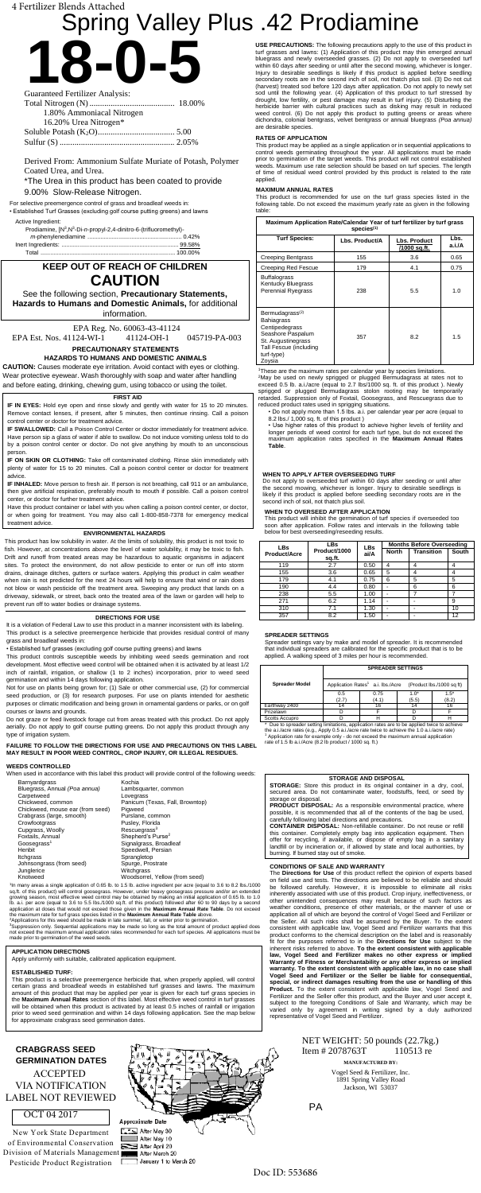4 Fertilizer Blends Attached

# Spring Valley Plus .42 Prodiamine

# 18-0-5

**Guaranteed Fertilizer Analysis:**

Total Nitrogen (N) .................................................. 18.00%
- 1.80% Ammoniacal Nitrogen
- 16.20% Urea Nitrogen*

Soluble Potash ($K_2O$).............................................. 5.00
Sulfur (S) ................................................................ 2.05%

Derived From: Ammonium Sulfate Muriate of Potash, Polymer Coated Urea, and Urea.

*The Urea in this product has been coated to provide 9.00% Slow-Release Nitrogen.

For selective preemergence control of grass and broadleaf weeds in:
• Established Turf Grasses (excluding golf course putting greens) and lawns

Active Ingredient:
Prodiamine, [$N^3$,$N^3$-Di-n-propyl-2,4-dinitro-6-(trifluoromethyl)-*m*-phenylenediamine ........................................... 0.42%
Inert Ingredients: ........................................................... 99.58%
Total ............................................................................ 100.00%

## KEEP OUT OF REACH OF CHILDREN

## CAUTION

See the following section, **Precautionary Statements, Hazards to Humans and Domestic Animals,** for additional information.

EPA Reg. No. 60063-43-41124

EPA Est. Nos. 41124-WI-1 41124-OH-1 045719-PA-003

### PRECAUTIONARY STATEMENTS

### HAZARDS TO HUMANS AND DOMESTIC ANIMALS

**CAUTION:** Causes moderate eye irritation. Avoid contact with eyes or clothing. Wear protective eyewear. Wash thoroughly with soap and water after handling and before eating, drinking, chewing gum, using tobacco or using the toilet.

### FIRST AID

**IF IN EYES:** Hold eye open and rinse slowly and gently with water for 15 to 20 minutes. Remove contact lenses, if present, after 5 minutes, then continue rinsing. Call a poison control center or doctor for treatment advice.

**IF SWALLOWED:** Call a Poison Control Center or doctor immediately for treatment advice. Have person sip a glass of water if able to swallow. Do not induce vomiting unless told to do by a poison control center or doctor. Do not give anything by mouth to an unconscious person.

**IF ON SKIN OR CLOTHING:** Take off contaminated clothing. Rinse skin immediately with plenty of water for 15 to 20 minutes. Call a poison control center or doctor for treatment advice.

**IF INHALED:** Move person to fresh air. If person is not breathing, call 911 or an ambulance, then give artificial respiration, preferably mouth to mouth if possible. Call a poison control center, or doctor for further treatment advice.

Have this product container or label with you when calling a poison control center, or doctor, or when going for treatment. You may also call 1-800-858-7378 for emergency medical treatment advice.

### ENVIRONMENTAL HAZARDS

This product has low solubility in water. At the limits of solubility, this product is not toxic to fish. However, at concentrations above the level of water solubility, it may be toxic to fish. Drift and runoff from treated areas may be hazardous to aquatic organisms in adjacent sites. To protect the environment, do not allow pesticide to enter or run off into storm drains, drainage ditches, gutters or surface waters. Applying this product in calm weather when rain is not predicted for the next 24 hours will help to ensure that wind or rain does not blow or wash pesticide off the treatment area. Sweeping any product that lands on a driveway, sidewalk, or street, back onto the treated area of the lawn or garden will help to prevent run off to water bodies or drainage systems.

### DIRECTIONS FOR USE

It is a violation of Federal Law to use this product in a manner inconsistent with its labeling. This product is a selective preemergence herbicide that provides residual control of many grass and broadleaf weeds in:

• Established turf grasses (excluding golf course putting greens) and lawns

This product controls susceptible weeds by inhibiting weed seeds germination and root development. Most effective weed control will be obtained when it is activated by at least 1/2 inch of rainfall, irrigation, or shallow (1 to 2 inches) incorporation, prior to weed seed germination and within 14 days following application.

Not for use on plants being grown for; (1) Sale or other commercial use, (2) for commercial seed production, or (3) for research purposes. For use on plants intended for aesthetic purposes or climatic modification and being grown in ornamental gardens or parks, or on golf courses or lawns and grounds.

Do not graze or feed livestock forage cut from areas treated with this product. Do not apply aerially. Do not apply to golf course putting greens. Do not apply this product through any type of irrigation system.

**FAILURE TO FOLLOW THE DIRECTIONS FOR USE AND PRECAUTIONS ON THIS LABEL MAY RESULT IN POOR WEED CONTROL, CROP INJURY, OR ILLEGAL RESIDUES.**

### WEEDS CONTROLLED

When used in accordance with this label this product will provide control of the following weeds:

| | |
|---|---|
| Barnyardgrass | Kochia |
| Bluegrass, Annual *(Poa annua)* | Lambsquarter, common |
| Carpetweed | Lovegrass |
| Chickweed, common | Panicum (Texas, Fall, Browntop) |
| Chickweed, mouse ear (from seed) | Pigweed |
| Crabgrass (large, smooth) | Purslane, common |
| Crowfootgrass | Pusley, Florida |
| Cupgrass, Woolly | Rescuegrass[3] |
| Foxtails, Annual | Shepherd's Purse[2] |
| Goosegrass[1] | Signalgrass, Broadleaf |
| Henbit | Speedwell, Persian |
| Itchgrass | Sprangletop |
| Johnsongrass (from seed) | Spurge, Prostrate |
| Junglerice | Witchgrass |
| Knotweed | Woodsorrel, Yellow (from seed) |

[1]In many areas a single application of 0.65 lb. to 1.5 lb. active ingredient per acre (equal to 3.6 to 8.2 lbs./1000 sq.ft. of this product) will control goosegrass. However, under heavy goosegrass pressure and/or an extended growing season, most effective weed control may be obtained by making an initial application of 0.65 lb. to 1.0 lb. a.i. per acre (equal to 3.6 to 5.5 lbs./1000 sq.ft. of this product) followed after 60 to 90 days by a second application at doses that would not exceed those given in the **Maximum Annual Rate Table**. Do not exceed the maximum rate for turf grass species listed in the **Maximum Annual Rate Table** above.
[2]Applications for this weed should be made in late summer, fall, or winter prior to germination.
[3]Suppression only. Sequential applications may be made so long as the total amount of product applied does not exceed the maximum annual application rates recommended for each turf species. All applications must be made prior to germination of the weed seeds.

### APPLICATION DIRECTIONS

Apply uniformly with suitable, calibrated application equipment.

### ESTABLISHED TURF:

This product is a selective preemergence herbicide that, when properly applied, will control certain grass and broadleaf weeds in established turf grasses and lawns. The maximum amount of this product that may be applied per year is given for each turf grass species in the **Maximum Annual Rates** section of this label. Most effective weed control in turf grasses will be obtained when this product is activated by at least 0.5 inches of rainfall or irrigation prior to weed seed germination and within 14 days following application. See the map below for approximate crabgrass seed germination dates.

**CRABGRASS SEED GERMINATION DATES**

Approximate Date
- After May 30
- After May 10
- After April 20
- After March 20
- January 1 to March 20

ACCEPTED
VIA NOTIFICATION
LABEL NOT REVIEWED

OCT 04 2017

New York State Department of Environmental Conservation
Division of Materials Management
Pesticide Product Registration

**USE PRECAUTIONS:** The following precautions apply to the use of this product in turf grasses and lawns: (1) Application of this product may thin emerged annual bluegrass and newly overseeded grasses. (2) Do not apply to overseeded turf within 60 days after seeding or until after the second mowing, whichever is longer. Injury to desirable seedlings is likely if this product is applied before seedling secondary roots are in the second inch of soil, not thatch plus soil. (3) Do not cut (harvest) treated sod before 120 days after application. Do not apply to newly set sod until the following year. (4) Application of this product to turf stressed by drought, low fertility, or pest damage may result in turf injury. (5) Disturbing the herbicide barrier with cultural practices such as disking may result in reduced weed control. (6) Do not apply this product to putting greens or areas where dichondra, colonial bentgrass, velvet bentgrass or annual bluegrass *(Poa annua)* are desirable species.

### RATES OF APPLICATION

This product may be applied as a single application or in sequential applications to control weeds germinating throughout the year. All applications must be made prior to germination of the target weeds. This product will not control established weeds. Maximum use rate selection should be based on turf species. The length of time of residual weed control provided by this product is related to the rate applied.

### MAXIMUM ANNUAL RATES

This product is recommended for use on the turf grass species listed in the following table. Do not exceed the maximum yearly rate as given in the following table:

| Maximum Application Rate/Calendar Year of turf fertilizer by turf grass species[(1)] | | | |
|---|---|---|---|
| **Turf Species:** | **Lbs. Product/A** | **Lbs. Product /1000 sq.ft.** | **Lbs. a.i./A** |
| Creeping Bentgrass | 155 | 3.6 | 0.65 |
| Creeping Red Fescue | 179 | 4.1 | 0.75 |
| Buffalograss<br>Kentucky Bluegrass<br>Perennial Ryegrass | 238 | 5.5 | 1.0 |
| Bermudagrass[(2)]<br>Bahiagrass<br>Centipedegrass<br>Seashore Paspalum<br>St. Augustinegrass<br>Tall Fescue (including turf-type)<br>Zoysia | 357 | 8.2 | 1.5 |

[1]These are the maximum rates per calendar year by species limitations.
[2]May be used on newly sprigged or plugged Bermudagrass at rates not to exceed 0.5 lb. a.i./acre (equal to 2.7 lbs/1000 sq. ft. of this product ). Newly sprigged or plugged Bermudagrass stolon rooting may be temporarily retarded. Suppression only of Foxtail, Goosegrass, and Rescuegrass due to reduced product rates used in sprigging situations.

• Do not apply more than 1.5 lbs. a.i. per calendar year per acre (equal to 8.2 lbs./ 1,000 sq. ft. of this product )
• Use higher rates of this product to achieve higher levels of fertility and longer periods of weed control for each turf type, but do not exceed the maximum application rates specified in the **Maximum Annual Rates Table**.

### WHEN TO APPLY AFTER OVERSEEDING TURF

Do not apply to overseeded turf within 60 days after seeding or until after the second mowing, whichever is longer. Injury to desirable seedlings is likely if this product is applied before seedling secondary roots are in the second inch of soil, not thatch plus soil.

### WHEN TO OVERSEED AFTER APPLICATION

This product will inhibit the germination of turf species if overseeded too soon after application. Follow rates and intervals in the following table below for best overseeding/reseeding results.

| LBs Product/Acre | LBs Product/1000 sq.ft. | LBs al/A | Months Before Overseeding | | |
|---|---|---|---|---|---|
| | | | **North** | **Transition** | **South** |
| 119 | 2.7 | 0.50 | 4 | 4 | 4 |
| 155 | 3.6 | 0.65 | 5 | 4 | 4 |
| 179 | 4.1 | 0.75 | 6 | 5 | 5 |
| 190 | 4.4 | 0.80 | - | 6 | 6 |
| 238 | 5.5 | 1.00 | - | 7 | 7 |
| 271 | 6.2 | 1.14 | - | - | 9 |
| 310 | 7.1 | 1.30 | - | - | 10 |
| 357 | 8.2 | 1.50 | - | - | 12 |

### SPREADER SETTINGS

Spreader settings vary by make and model of spreader. It is recommended that individual spreaders are calibrated for the specific product that is to be applied. A walking speed of 3 miles per hour is recommended.

| Spreader Model | SPREADER SETTINGS | | | |
|---|---|---|---|---|
| | Application Rates[1] a.i. lbs./Acre | | (Product lbs./1000 sq ft) | |
| | 0.5<br>(2.7) | 0.75<br>(4.1) | 1.0*<br>(5.5) | 1.5*<br>(8.2) |
| Earthway 2400 | 14 | 16 | 14 | 16 |
| Prizelawn | D | F | D | F |
| Scotts Accupro | D | H | D | H |

* Due to spreader setting limitations, application rates are to be applied twice to achieve the a.i./acre rates (e.g., Apply 0.5 a.i./acre rate twice to achieve the 1.0 a.i./acre rate)
[1] Application rate for example only - do not exceed the maximum annual application rate of 1.5 lb a.i./Acre (8.2 lb product / 1000 sq. ft.)

### STORAGE AND DISPOSAL

**STORAGE:** Store this product in its original container in a dry, cool, secured area. Do not contaminate water, foodstuffs, feed, or seed by storage or disposal.

**PRODUCT DISPOSAL:** As a responsible environmental practice, where possible, it is recommended that all of the contents of the bag be used, carefully following label directions and precautions.

**CONTAINER DISPOSAL:** Non-refillable container. Do not reuse or refill this container. Completely empty bag into application equipment. Then offer for recycling, if available, or dispose of empty bag in a sanitary landfill or by incineration or, if allowed by state and local authorities, by burning. If burned stay out of smoke.

### CONDITIONS OF SALE AND WARRANTY

The **Directions for Use** of this product reflect the opinion of experts based on field use and tests. The directions are believed to be reliable and should be followed carefully. However, it is impossible to eliminate all risks inherently associated with use of this product. Crop injury, ineffectiveness, or other unintended consequences may result because of such factors as weather conditions, presence of other materials, or the manner of use or application all of which are beyond the control of Vogel Seed and Fertilizer or the Seller. All such risks shall be assumed by the Buyer. To the extent consistent with applicable law, Vogel Seed and Fertilizer warrants that this product conforms to the chemical description on the label and is reasonably fit for the purposes referred to in the **Directions for Use** subject to the inherent risks referred to above. **To the extent consistent with applicable law, Vogel Seed and Fertilizer makes no other express or implied Warranty of Fitness or Merchantability or any other express or implied warranty. To the extent consistent with applicable law, in no case shall Vogel Seed and Fertilizer or the Seller be liable for consequential, special, or indirect damages resulting from the use or handling of this Product.** To the extent consistent with applicable law, Vogel Seed and Fertilizer and the Seller offer this product, and the Buyer and user accept it, subject to the foregoing Conditions of Sale and Warranty, which may be varied only by agreement in writing signed by a duly authorized representative of Vogel Seed and Fertilizer.

NET WEIGHT: 50 pounds (22.7kg.)
Item # 2078763T 110513 re

**MANUFACTURED BY:**
Vogel Seed & Fertilizer, Inc.
1891 Spring Valley Road
Jackson, WI 53037

PA

Doc ID: 553686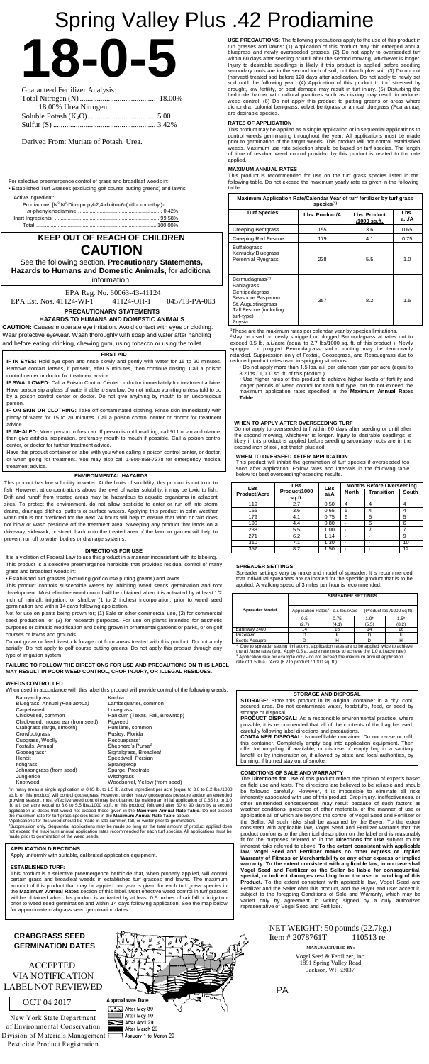# Spring Valley Plus .42 Prodiamine

# 18-0-5

Guaranteed Fertilizer Analysis:

Total Nitrogen (N) ........................................ 18.00%
18.00% Urea Nitrogen

Soluble Potash ($K_2O$).................................... 5.00

Sulfur (S) ....................................................... 3.42%

Derived From: Muriate of Potash, Urea.

For selective preemergence control of grass and broadleaf weeds in:
• Established Turf Grasses (excluding golf course putting greens and lawns

Active Ingredient:
Prodiamine, [$N^3$,$N^3$-Di-n-propyl-2,4-dinitro-6-(trifluoromethyl)-*m*-phenylenediamine ............................................................. 0.42%
Inert Ingredients: ................................................................. 99.58%
Total ............................................................................... 100.00%

## KEEP OUT OF REACH OF CHILDREN
## CAUTION

See the following section, **Precautionary Statements, Hazards to Humans and Domestic Animals,** for additional information.

EPA Reg. No. 60063-43-41124
EPA Est. Nos. 41124-WI-1 41124-OH-1 045719-PA-003

### PRECAUTIONARY STATEMENTS
### HAZARDS TO HUMANS AND DOMESTIC ANIMALS

**CAUTION:** Causes moderate eye irritation. Avoid contact with eyes or clothing. Wear protective eyewear. Wash thoroughly with soap and water after handling and before eating, drinking, chewing gum, using tobacco or using the toilet.

### FIRST AID

**IF IN EYES:** Hold eye open and rinse slowly and gently with water for 15 to 20 minutes. Remove contact lenses, if present, after 5 minutes, then continue rinsing. Call a poison control center or doctor for treatment advice.

**IF SWALLOWED:** Call a Poison Control Center or doctor immediately for treatment advice. Have person sip a glass of water if able to swallow. Do not induce vomiting unless told to do by a poison control center or doctor. Do not give anything by mouth to an unconscious person.

**IF ON SKIN OR CLOTHING:** Take off contaminated clothing. Rinse skin immediately with plenty of water for 15 to 20 minutes. Call a poison control center or doctor for treatment advice.

**IF INHALED:** Move person to fresh air. If person is not breathing, call 911 or an ambulance, then give artificial respiration, preferably mouth to mouth if possible. Call a poison control center, or doctor for further treatment advice.

Have this product container or label with you when calling a poison control center, or doctor, or when going for treatment. You may also call 1-800-858-7378 for emergency medical treatment advice.

### ENVIRONMENTAL HAZARDS

This product has low solubility in water. At the limits of solubility, this product is not toxic to fish. However, at concentrations above the level of water solubility, it may be toxic to fish. Drift and runoff from treated areas may be hazardous to aquatic organisms in adjacent sites. To protect the environment, do not allow pesticide to enter or run off into storm drains, drainage ditches, gutters or surface waters. Applying this product in calm weather when rain is not predicted for the next 24 hours will help to ensure that wind or rain does not blow or wash pesticide off the treatment area. Sweeping any product that lands on a driveway, sidewalk, or street, back onto the treated area of the lawn or garden will help to prevent run off to water bodies or drainage systems.

### DIRECTIONS FOR USE

It is a violation of Federal Law to use this product in a manner inconsistent with its labeling.

This product is a selective preemergence herbicide that provides residual control of many grass and broadleaf weeds in:

• Established turf grasses (excluding golf course putting greens and lawns

This product controls susceptible weeds by inhibiting weed seeds germination and root development. Most effective weed control will be obtained when it is activated by at least 1/2 inch of rainfall, irrigation, or shallow (1 to 2 inches) incorporation, prior to weed seed germination and within 14 days following application.

Not for use on plants being grown for; (1) Sale or other commercial use, (2) for commercial seed production, or (3) for research purposes. For use on plants intended for aesthetic purposes or climatic modification and being grown in ornamental gardens or parks, or on golf courses or lawns and grounds.

Do not graze or feed livestock forage cut from areas treated with this product. Do not apply aerially. Do not apply to golf course putting greens. Do not apply this product through any type of irrigation system.

**FAILURE TO FOLLOW THE DIRECTIONS FOR USE AND PRECAUTIONS ON THIS LABEL MAY RESULT IN POOR WEED CONTROL, CROP INJURY, OR ILLEGAL RESIDUES.**

### WEEDS CONTROLLED

When used in accordance with this label this product will provide control of the following weeds:

| | |
|---|---|
| Barnyardgrass | Kochia |
| Bluegrass, Annual *(Poa annua)* | Lambsquarter, common |
| Carpetweed | Lovegrass |
| Chickweed, common | Panicum (Texas, Fall, Browntop) |
| Chickweed, mouse ear (from seed) | Pigweed |
| Crabgrass (large, smooth) | Purslane, common |
| Crowfootgrass | Pusley, Florida |
| Cupgrass, Woolly | Rescuegrass[3] |
| Foxtails, Annual | Shepherd's Purse[3] |
| Goosegrass[1] | Signalgrass, Broadleaf |
| Henbit | Speedwell, Persian |
| Itchgrass | Sprangletop |
| Johnsongrass (from seed) | Spurge, Prostrate |
| Junglerice | Witchgrass |
| Knotweed | Woodsorrel, Yellow (from seed) |

[1]In many areas a single application of 0.65 lb. to 1.5 lb. active ingredient per acre (equal to 3.6 to 8.2 lbs./1000 sq.ft. of this product) will control goosegrass. However, under heavy goosegrass pressure and/or an extended growing season, most effective weed control may be obtained by making an initial application of 0.65 lb. to 1.0 lb. a.i. per acre (equal to 3.6 to 5.5 lbs./1000 sq.ft. of this product) followed after 60 to 90 days by a second application at doses that would not exceed those given in the **Maximum Annual Rate Table**. Do not exceed the maximum rate for turf grass species listed in the **Maximum Annual Rate Table** above.
[2]Applications for this weed should be made in late summer, fall, or winter prior to germination.
[3]Suppression only. Sequential applications may be made so long as the total amount of product applied does not exceed the maximum annual application rates recommended for each turf species. All applications must be made prior to germination of the weed seeds.

### APPLICATION DIRECTIONS

Apply uniformly with suitable, calibrated application equipment.

**ESTABLISHED TURF:**

This product is a selective preemergence herbicide that, when properly applied, will control certain grass and broadleaf weeds in established turf grasses and lawns. The maximum amount of this product that may be applied per year is given for each turf grass species in the **Maximum Annual Rates** section of this label. Most effective weed control in turf grasses will be obtained when this product is activated by at least 0.5 inches of rainfall or irrigation prior to weed seed germination and within 14 days following application. See the map below for approximate crabgrass seed germination dates.

### CRABGRASS SEED GERMINATION DATES

Approximate Date

- After May 30
- After May 10
- After April 20
- After March 20
- January 1 to March 20

ACCEPTED
VIA NOTIFICATION
LABEL NOT REVIEWED

OCT 04 2017

New York State Department of Environmental Conservation
Division of Materials Management
Pesticide Product Registration

**USE PRECAUTIONS:** The following precautions apply to the use of this product in turf grasses and lawns: (1) Application of this product may thin emerged annual bluegrass and newly overseeded grasses. (2) Do not apply to overseeded turf within 60 days after seeding or until after the second mowing, whichever is longer. Injury to desirable seedlings is likely if this product is applied before seedling secondary roots are in the second inch of soil, not thatch plus soil. (3) Do not cut (harvest) treated sod before 120 days after application. Do not apply to newly set sod until the following year. (4) Application of this product to turf stressed by drought, low fertility, or pest damage may result in turf injury. (5) Disturbing the herbicide barrier with cultural practices such as disking may result in reduced weed control. (6) Do not apply this product to putting greens or areas where dichondra, colonial bentgrass, velvet bentgrass or annual bluegrass *(Poa annua)* are desirable species.

### RATES OF APPLICATION

This product may be applied as a single application or in sequential applications to control weeds germinating throughout the year. All applications must be made prior to germination of the target weeds. This product will not control established weeds. Maximum use rate selection should be based on turf species. The length of time of residual weed control provided by this product is related to the rate applied.

### MAXIMUM ANNUAL RATES

This product is recommended for use on the turf grass species listed in the following table. Do not exceed the maximum yearly rate as given in the following table:

| Maximum Application Rate/Calendar Year of turf fertilizer by turf grass species[1] | | | |
|---|---|---|---|
| **Turf Species:** | **Lbs. Product/A** | **Lbs. Product /1000 sq.ft.** | **Lbs. a.i./A** |
| Creeping Bentgrass | 155 | 3.6 | 0.65 |
| Creeping Red Fescue | 179 | 4.1 | 0.75 |
| Buffalograss<br>Kentucky Bluegrass<br>Perennial Ryegrass | 238 | 5.5 | 1.0 |
| Bermudagrass[2)<br>Bahiagrass<br>Centipedegrass<br>Seashore Paspalum<br>St. Augustinegrass<br>Tall Fescue (including turf-type)<br>Zoysia | 357 | 8.2 | 1.5 |

[1]These are the maximum rates per calendar year by species limitations.
[2]May be used on newly sprigged or plugged Bermudagrass at rates not to exceed 0.5 lb. a.i./acre (equal to 2.7 lbs/1000 sq. ft. of this product ). Newly sprigged or plugged Bermudagrass stolon rooting may be temporarily retarded. Suppression only of Foxtail, Goosegrass, and Rescuegrass due to reduced product rates used in sprigging situations.

- Do not apply more than 1.5 lbs. a.i. per calendar year per acre (equal to 8.2 lbs./ 1,000 sq. ft. of this product )
- Use higher rates of this product to achieve higher levels of fertility and longer periods of weed control for each turf type, but do not exceed the maximum application rates specified in the **Maximum Annual Rates Table**.

### WHEN TO APPLY AFTER OVERSEEDING TURF

Do not apply to overseeded turf within 60 days after seeding or until after the second mowing, whichever is longer. Injury to desirable seedlings is likely if this product is applied before seedling secondary roots are in the second inch of soil, not thatch plus soil.

### WHEN TO OVERSEED AFTER APPLICATION

This product will inhibit the germination of turf species if overseeded too soon after application. Follow rates and intervals in the following table below for best overseeding/reseeding results.

| LBs Product/Acre | LBs Product/1000 sq.ft. | LBs AI/A | Months Before Overseeding | | |
|---|---|---|---|---|---|
| | | | **North** | **Transition** | **South** |
| 119 | 2.7 | 0.50 | 4 | 4 | 4 |
| 155 | 3.6 | 0.65 | 5 | 4 | 4 |
| 179 | 4.1 | 0.75 | 6 | 5 | 5 |
| 190 | 4.4 | 0.80 | - | 6 | 6 |
| 238 | 5.5 | 1.00 | - | 7 | 7 |
| 271 | 6.2 | 1.14 | - | - | 9 |
| 310 | 7.1 | 1.30 | - | - | 10 |
| 357 | 8.2 | 1.50 | - | - | 12 |

### SPREADER SETTINGS

Spreader settings vary by make and model of spreader. It is recommended that individual spreaders are calibrated for the specific product that is to be applied. A walking speed of 3 miles per hour is recommended.

| Spreader Model | SPREADER SETTINGS | | | |
|---|---|---|---|---|
| | Application Rates[1] a.i. lbs./Acre | | (Product lbs./1000 sq ft) | |
| | 0.5<br>(2.7) | 0.75<br>(4.1) | 1.0*<br>(5.5) | 1.5*<br>(8.2) |
| Earthway 2400 | 14 | 16 | 14 | 16 |
| Prizelawn | D | F | D | F |
| Scotts Accupro | D | H | D | H |

* Due to spreader setting limitations, application rates are to be applied twice to achieve the a.i./acre rates (e.g., Apply 0.5 a.i./acre rate twice to achieve the 1.0 a.i./acre rate)
[1] Application rate for example only - do not exceed the maximum annual application rate of 1.5 lb a.i./Acre (8.2 lb product / 1000 sq. ft.)

### STORAGE AND DISPOSAL

**STORAGE:** Store this product in its original container in a dry, cool, secured area. Do not contaminate water, foodstuffs, feed, or seed by storage or disposal.

**PRODUCT DISPOSAL:** As a responsible environmental practice, where possible, it is recommended that all of the contents of the bag be used, carefully following label directions and precautions.

**CONTAINER DISPOSAL:** Non-refillable container. Do not reuse or refill this container. Completely empty bag into application equipment. Then offer for recycling, if available, or dispose of empty bag in a sanitary landfill or by incineration or, if allowed by state and local authorities, by burning. If burned stay out of smoke.

### CONDITIONS OF SALE AND WARRANTY

The **Directions for Use** of this product reflect the opinion of experts based on field use and tests. The directions are believed to be reliable and should be followed carefully. However, it is impossible to eliminate all risks inherently associated with use of this product. Crop injury, ineffectiveness, or other unintended consequences may result because of such factors as weather conditions, presence of other materials, or the manner of use or application all of which are beyond the control of Vogel Seed and Fertilizer or the Seller. All such risks shall be assumed by the Buyer. To the extent consistent with applicable law, Vogel Seed and Fertilizer warrants that this product conforms to the chemical description on the label and is reasonably fit for the purposes referred to in the **Directions for Use** subject to the inherent risks referred to above. **To the extent consistent with applicable law, Vogel Seed and Fertilizer makes no other express or implied Warranty of Fitness or Merchantability or any other express or implied warranty. To the extent consistent with applicable law, in no case shall Vogel Seed and Fertilizer or the Seller be liable for consequential, special, or indirect damages resulting from the use or handling of this Product.** To the extent consistent with applicable law, Vogel Seed and Fertilizer and the Seller offer this product, and the Buyer and user accept it, subject to the foregoing Conditions of Sale and Warranty, which may be varied only by agreement in writing signed by a duly authorized representative of Vogel Seed and Fertilizer.

NET WEIGHT: 50 pounds (22.7kg.)
Item # 2078761T 110513 re

**MANUFACTURED BY:**
Vogel Seed & Fertilizer, Inc.
1891 Spring Valley Road
Jackson, WI 53037

PA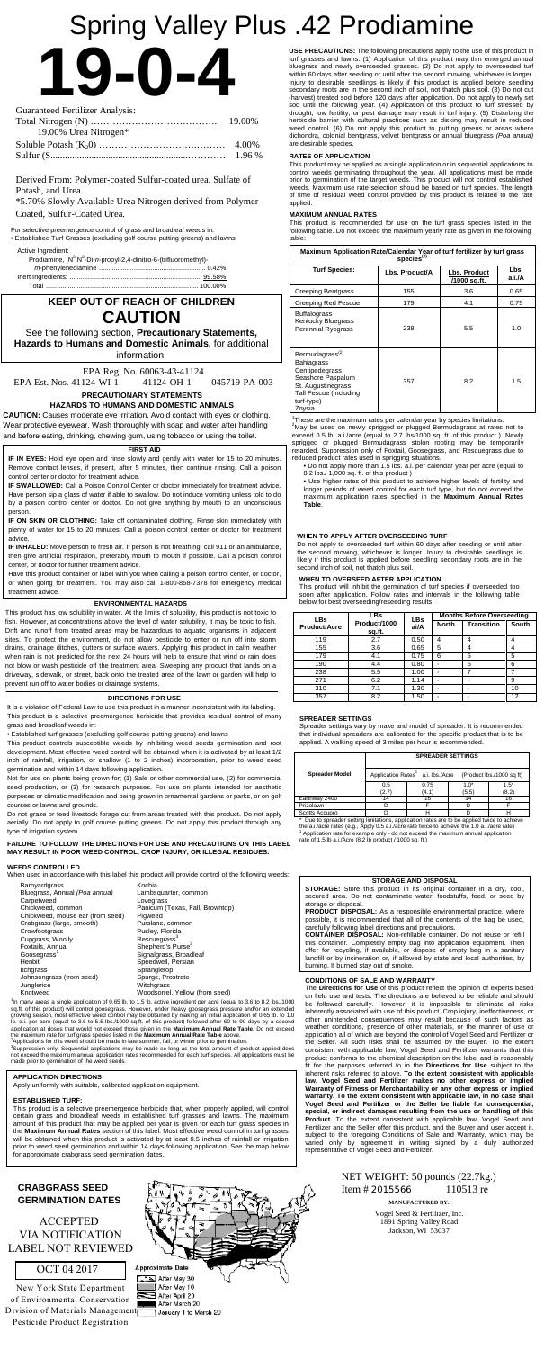# Spring Valley Plus .42 Prodiamine

# 19-0-4

Guaranteed Fertilizer Analysis:

Total Nitrogen (N) ........................................... 19.00%
19.00% Urea Nitrogen*

Soluble Potash ($K_2O$) ........................................ 4.00%

Sulfur (S...................................................... 1.96 %

Derived From: Polymer-coated Sulfur-coated urea, Sulfate of Potash, and Urea.

*5.70% Slowly Available Urea Nitrogen derived from Polymer-Coated, Sulfur-Coated Urea.

For selective preemergence control of grass and broadleaf weeds in:
• Established Turf Grasses (excluding golf course putting greens) and lawns

Active Ingredient:
Prodiamine, [$N^3$,$N^3$-Di-n-propyl-2,4-dinitro-6-(trifluoromethyl)-*m*-phenylenediamine ........................................ 0.42%
Inert Ingredients: ........................................ 99.58%
Total ........................................ 100.00%

## KEEP OUT OF REACH OF CHILDREN

## CAUTION

See the following section, **Precautionary Statements, Hazards to Humans and Domestic Animals,** for additional information.

EPA Reg. No. 60063-43-41124
EPA Est. Nos. 41124-WI-1    41124-OH-1    045719-PA-003

### PRECAUTIONARY STATEMENTS

### HAZARDS TO HUMANS AND DOMESTIC ANIMALS

**CAUTION:** Causes moderate eye irritation. Avoid contact with eyes or clothing. Wear protective eyewear. Wash thoroughly with soap and water after handling and before eating, drinking, chewing gum, using tobacco or using the toilet.

### FIRST AID

**IF IN EYES:** Hold eye open and rinse slowly and gently with water for 15 to 20 minutes. Remove contact lenses, if present, after 5 minutes, then continue rinsing. Call a poison control center or doctor for treatment advice.

**IF SWALLOWED:** Call a Poison Control Center or doctor immediately for treatment advice. Have person sip a glass of water if able to swallow. Do not induce vomiting unless told to do by a poison control center or doctor. Do not give anything by mouth to an unconscious person.

**IF ON SKIN OR CLOTHING:** Take off contaminated clothing. Rinse skin immediately with plenty of water for 15 to 20 minutes. Call a poison control center or doctor for treatment advice.

**IF INHALED:** Move person to fresh air. If person is not breathing, call 911 or an ambulance, then give artificial respiration, preferably mouth to mouth if possible. Call a poison control center, or doctor for further treatment advice.

Have this product container or label with you when calling a poison control center, or doctor, or when going for treatment. You may also call 1-800-858-7378 for emergency medical treatment advice.

### ENVIRONMENTAL HAZARDS

This product has low solubility in water. At the limits of solubility, this product is not toxic to fish. However, at concentrations above the level of water solubility, it may be toxic to fish. Drift and runoff from treated areas may be hazardous to aquatic organisms in adjacent sites. To protect the environment, do not allow pesticide to enter or run off into storm drains, drainage ditches, gutters or surface waters. Applying this product in calm weather when rain is not predicted for the next 24 hours will help to ensure that wind or rain does not blow or wash pesticide off the treatment area. Sweeping any product that lands on a driveway, sidewalk, or street, back onto the treated area of the lawn or garden will help to prevent run off to water bodies or drainage systems.

### DIRECTIONS FOR USE

It is a violation of Federal Law to use this product in a manner inconsistent with its labeling.

This product is a selective preemergence herbicide that provides residual control of many grass and broadleaf weeds in:

• Established turf grasses (excluding golf course putting greens) and lawns

This product controls susceptible weeds by inhibiting weed seeds germination and root development. Most effective weed control will be obtained when it is activated by at least 1/2 inch of rainfall, irrigation, or shallow (1 to 2 inches) incorporation, prior to weed seed germination within 14 days following application.

Not for use on plants being grown for; (1) Sale or other commercial use, (2) for commercial seed production, or (3) for research purposes. For use on plants intended for aesthetic purposes or climatic modification and being grown in ornamental gardens or parks, or on golf courses or lawns and grounds.

Do not graze or feed livestock forage cut from areas treated with this product. Do not apply aerially. Do not apply to golf course putting greens. Do not apply this product through any type of irrigation system.

**FAILURE TO FOLLOW THE DIRECTIONS FOR USE AND PRECAUTIONS ON THIS LABEL MAY RESULT IN POOR WEED CONTROL, CROP INJURY, OR ILLEGAL RESIDUES.**

### WEEDS CONTROLLED

When used in accordance with this label this product will provide control of the following weeds:

| | |
|---|---|
| Barnyardgrass | Kochia |
| Bluegrass, Annual *(Poa annua)* | Lambsquarter, common |
| Carpetweed | Lovegrass |
| Chickweed, common | Panicum (Texas, Fall, Browntop) |
| Chickweed, mouse ear (from seed) | Pigweed |
| Crabgrass (large, smooth) | Purslane, common |
| Crowfootgrass | Pusley, Florida |
| Cupgrass, Woolly | Rescuegrass[3] |
| Foxtails, Annual | Shepherd's Purse[2] |
| Goosegrass[1] | Signalgrass, Broadleaf |
| Henbit | Speedwell, Persian |
| Itchgrass | Sprangletop |
| Johnsongrass (from seed) | Spurge, Prostrate |
| Junglerice | Witchgrass |
| Knotweed | Woodsorrel, Yellow (from seed) |

[1]In many areas a single application of 0.65 lb. to 1.5 lb. active ingredient per acre (equal to 3.6 to 8.2 lbs./1000 sq.ft. of this product) will control goosegrass. However, under heavy goosegrass pressure and/or an extended growing season, most effective weed control may be obtained by making an initial application of 0.65 lb. to 1.0 lb. a.i. per acre (equal to 3.6 to 5.5 lbs./1000 sq.ft. of this product) followed after 60 to 90 days by a second application at doses that would not exceed those given in the **Maximum Annual Rate Table**. Do not exceed the maximum rate for turf grass species listed in the **Maximum Annual Rate Table** above.

[2]Applications for this weed should be made in late summer, fall, or winter prior to germination.

[3]Suppression only. Sequential applications may be made so long as the total amount of product applied does not exceed the maximum annual application rates recommended for each turf species. All applications must be made prior to germination of the weed seeds.

### APPLICATION DIRECTIONS

Apply uniformly with suitable, calibrated application equipment.

### ESTABLISHED TURF:

This product is a selective preemergence herbicide that, when properly applied, will control certain grass and broadleaf weeds in established turf grasses and lawns. The maximum amount of this product that may be applied per year is given for each turf grass species in the **Maximum Annual Rates** section of this label. Most effective weed control in turf grasses will be obtained when this product is activated by at least 0.5 inches of rainfall or irrigation prior to weed seed germination and within 14 days following application. See the map below for approximate crabgrass seed germination dates.

## CRABGRASS SEED GERMINATION DATES

Approximate Date
- After May 30
- After May 10
- After April 20
- After March 20
- January 1 to March 20

**USE PRECAUTIONS:** The following precautions apply to the use of this product in turf grasses and lawns: (1) Application of this product may thin emerged annual bluegrass and newly overseeded grasses. (2) Do not apply to overseeded turf within 60 days after seeding or until after the second mowing, whichever is longer. Injury to desirable seedlings is likely if this product is applied before seedling secondary roots are in the second inch of soil, not thatch plus soil. (3) Do not cut (harvest) treated sod before 120 days after application. Do not apply to newly set sod until the following year. (4) Application of this product to turf stressed by drought, low fertility, or pest damage may result in turf injury. (5) Disturbing the herbicide barrier with cultural practices such as disking may result in reduced weed control. (6) Do not apply this product to putting greens or areas where dichondra, colonial bentgrass, velvet bentgrass or annual bluegrass *(Poa annua)* are desirable species.

### RATES OF APPLICATION

This product may be applied as a single application or in sequential applications to control weeds germinating throughout the year. All applications must be made prior to germination of the target weeds. This product will not control established weeds. Maximum use rate selection should be based on turf species. The length of time of residual weed control provided by this product is related to the rate applied.

### MAXIMUM ANNUAL RATES

This product is recommended for use on the turf grass species listed in the following table. Do not exceed the maximum yearly rate as given in the following table:

| Maximum Application Rate/Calendar Year of turf fertilizer by turf grass species[1] | | | |
|---|---|---|---|
| **Turf Species:** | **Lbs. Product/A** | **Lbs. Product /1000 sq.ft.** | **Lbs. a.i./A** |
| Creeping Bentgrass | 155 | 3.6 | 0.65 |
| Creeping Red Fescue | 179 | 4.1 | 0.75 |
| Buffalograss<br>Kentucky Bluegrass<br>Perennial Ryegrass | 238 | 5.5 | 1.0 |
| Bermudagrass[2]<br>Bahiagrass<br>Centipedegrass<br>Seashore Paspalum<br>St. Augustinegrass<br>Tall Fescue (including turf-type)<br>Zoysia | 357 | 8.2 | 1.5 |

[1]These are the maximum rates per calendar year by species limitations.

[2]May be used on newly sprigged or plugged Bermudagrass at rates not to exceed 0.5 lb. a.i./acre (equal to 2.7 lbs/1000 sq. ft. of this product ). Newly sprigged or plugged Bermudagrass stolon rooting may be temporarily retarded. Suppression only of Foxtail, Goosegrass, and Rescuegrass due to reduced product rates used in sprigging situations.

• Do not apply more than 1.5 lbs. a.i. per calendar year per acre (equal to 8.2 lbs./ 1,000 sq. ft. of this product )

• Use higher rates of this product to achieve higher levels of fertility and longer periods of weed control for each turf type, but do not exceed the maximum application rates specified in the **Maximum Annual Rates Table**.

### WHEN TO APPLY AFTER OVERSEEDING TURF

Do not apply to overseeded turf within 60 days after seeding or until after the second mowing, whichever is longer. Injury to desirable seedlings is likely if this product is applied before seedling secondary roots are in the second inch of soil, not thatch plus soil.

### WHEN TO OVERSEED AFTER APPLICATION

This product will inhibit the germination of turf species if overseeded too soon after application. Follow rates and intervals in the following table below for best overseeding/reseeding results.

| LBs Product/Acre | LBs Product/1000 sq.ft. | LBs ai/A | Months Before Overseeding | | |
|---|---|---|---|---|---|
| | | | **North** | **Transition** | **South** |
| 119 | 2.7 | 0.50 | 4 | 4 | 4 |
| 155 | 3.6 | 0.65 | 5 | 4 | 4 |
| 179 | 4.1 | 0.75 | 6 | 5 | 5 |
| 190 | 4.4 | 0.80 | - | 6 | 6 |
| 238 | 5.5 | 1.00 | - | 7 | 7 |
| 271 | 6.2 | 1.14 | - | - | 9 |
| 310 | 7.1 | 1.30 | - | - | 10 |
| 357 | 8.2 | 1.50 | - | - | 12 |

### SPREADER SETTINGS

Spreader settings vary by make and model of spreader. It is recommended that individual spreaders are calibrated for the specific product that is to be applied. A walking speed of 3 miles per hour is recommended.

| Spreader Model | SPREADER SETTINGS | | | |
|---|---|---|---|---|
| | Application Rates[1] a.i. lbs./Acre | | (Product lbs./1000 sq ft) | |
| | 0.5 (2.7) | 0.75 (4.1) | 1.0* (5.5) | 1.5* (8.2) |
| Earthway 2400 | 14 | 16 | 14 | 16 |
| Prizelawn | D | F | D | F |
| Scotts Accupro | D | H | D | H |

* Due to spreader setting limitations, application rates are to be applied twice to achieve the a.i./acre rates (e.g., Apply 0.5 a.i./acre rate twice to achieve the 1.0 a.i./acre rate)
[1] Application rate for example only - do not exceed the maximum annual application rate of 1.5 lb a.i./Acre (8.2 lb product / 1000 sq. ft.)

### STORAGE AND DISPOSAL

**STORAGE:** Store this product in its original container in a dry, cool, secured area. Do not contaminate water, foodstuffs, feed, or seed by storage or disposal.

**PRODUCT DISPOSAL:** As a responsible environmental practice, where possible, it is recommended that all of the contents of the bag be used, carefully following label directions and precautions.

**CONTAINER DISPOSAL:** Non-refillable container. Do not reuse or refill this container. Completely empty bag into application equipment. Then offer for recycling, if available, or dispose of empty bag in a sanitary landfill or by incineration or, if allowed by state and local authorities, by burning. If burned stay out of smoke.

### CONDITIONS OF SALE AND WARRANTY

The **Directions for Use** of this product reflect the opinion of experts based on field use and tests. The directions are believed to be reliable and should be followed carefully. However, it is impossible to eliminate all risks inherently associated with use of this product. Crop injury, ineffectiveness, or other unintended consequences may result because of such factors as weather conditions, presence of other materials, or the manner of use or application all of which are beyond the control of Vogel Seed and Fertilizer or the Seller. All such risks shall be assumed by the Buyer. To the extent consistent with applicable law, Vogel Seed and Fertilizer warrants that this product conforms to the chemical description on the label and is reasonably fit for the purposes referred to in the **Directions for Use** subject to the inherent risks referred to above. **To the extent consistent with applicable law, Vogel Seed and Fertilizer makes no other express or implied Warranty of Fitness or Merchantability or any other express or implied warranty. To the extent consistent with applicable law, in no case shall Vogel Seed and Fertilizer or the Seller be liable for consequential, special, or indirect damages resulting from the use or handling of this Product.** To the extent consistent with applicable law, Vogel Seed and Fertilizer and the Seller offer this product, and the Buyer and user accept it, subject to the foregoing Conditions of Sale and Warranty, which may be varied only by agreement in writing signed by a duly authorized representative of Vogel Seed and Fertilizer.

NET WEIGHT: 50 pounds (22.7kg.)
Item # 2015566    110513 re

**MANUFACTURED BY:**

Vogel Seed & Fertilizer, Inc.
1891 Spring Valley Road
Jackson, WI 53037

ACCEPTED
VIA NOTIFICATION
LABEL NOT REVIEWED

OCT 04 2017

New York State Department of Environmental Conservation
Division of Materials Management
Pesticide Product Registration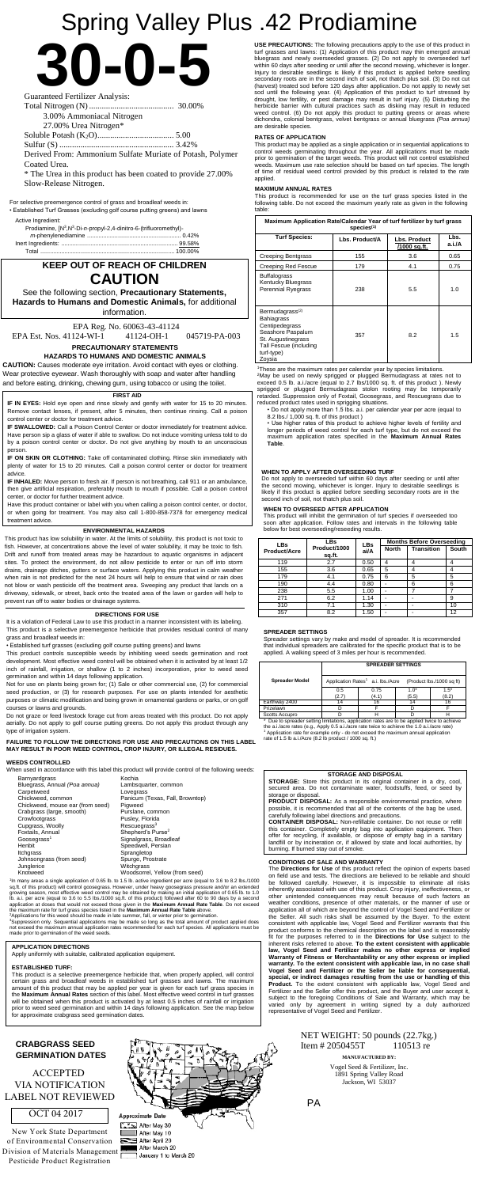# Spring Valley Plus .42 Prodiamine

# 30-0-5

Guaranteed Fertilizer Analysis:

Total Nitrogen (N) ........................................ 30.00%

3.00% Ammoniacal Nitrogen

27.00% Urea Nitrogen*

Soluble Potash ($K_2O$)..................................... 5.00

Sulfur (S) ...................................................... 3.42%

Derived From: Ammonium Sulfate Muriate of Potash, Polymer Coated Urea.

\* The Urea in this product has been coated to provide 27.00% Slow-Release Nitrogen.

For selective preemergence control of grass and broadleaf weeds in:
• Established Turf Grasses (excluding golf course putting greens) and lawns

Active Ingredient:
Prodiamine, [$N^3$,$N^3$-Di-n-propyl-2,4-dinitro-6- (trifluoromethyl)-*m*-phenylenediamine ........................................ 0.42%
Inert Ingredients: ........................................ 99.58%
Total ........................................ 100.00%

## KEEP OUT OF REACH OF CHILDREN
## CAUTION

See the following section, **Precautionary Statements, Hazards to Humans and Domestic Animals,** for additional information.

EPA Reg. No. 60063-43-41124
EPA Est. Nos. 41124-WI-1 41124-OH-1 045719-PA-003

### PRECAUTIONARY STATEMENTS
### HAZARDS TO HUMANS AND DOMESTIC ANIMALS

**CAUTION:** Causes moderate eye irritation. Avoid contact with eyes or clothing. Wear protective eyewear. Wash thoroughly with soap and water after handling and before eating, drinking, chewing gum, using tobacco or using the toilet.

### FIRST AID

**IF IN EYES:** Hold eye open and rinse slowly and gently with water for 15 to 20 minutes. Remove contact lenses, if present, after 5 minutes, then continue rinsing. Call a poison control center or doctor for treatment advice.

**IF SWALLOWED:** Call a Poison Control Center or doctor immediately for treatment advice. Have person sip a glass of water if able to swallow. Do not induce vomiting unless told to do by a poison control center or doctor. Do not give anything by mouth to an unconscious person.

**IF ON SKIN OR CLOTHING:** Take off contaminated clothing. Rinse skin immediately with plenty of water for 15 to 20 minutes. Call a poison control center or doctor for treatment advice.

**IF INHALED:** Move person to fresh air. If person is not breathing, call 911 or an ambulance, then give artificial respiration, preferably mouth to mouth if possible. Call a poison control center, or doctor for further treatment advice.

Have this product container or label with you when calling a poison control center, or doctor, or when going for treatment. You may also call 1-800-858-7378 for emergency medical treatment advice.

### ENVIRONMENTAL HAZARDS

This product has low solubility in water. At the limits of solubility, this product is not toxic to fish. However, at concentrations above the level of water solubility, it may be toxic to fish. Drift and runoff from treated areas may be hazardous to aquatic organisms in adjacent sites. To protect the environment, do not allow pesticide to enter or run off into storm drains, drainage ditches, gutters or surface waters. Applying this product in calm weather when rain is not predicted for the next 24 hours will help to ensure that wind or rain does not blow or wash pesticide off the treatment area. Sweeping any product that lands on a driveway, sidewalk, or street, back onto the treated area of the lawn or garden will help to prevent run off to water bodies or drainage systems.

### DIRECTIONS FOR USE

It is a violation of Federal Law to use this product in a manner inconsistent with its labeling. This product is a selective preemergence herbicide that provides residual control of many grass and broadleaf weeds in:

• Established turf grasses (excluding golf course putting greens) and lawns

This product controls susceptible weeds by inhibiting weed seeds germination and root development. Most effective weed control will be obtained when it is activated by at least 1/2 inch of rainfall, irrigation, or shallow (1 to 2 inches) incorporation, prior to weed seed germination and within 14 days following application.

Not for use on plants being grown for; (1) Sale or other commercial use, (2) for commercial seed production, or (3) for research purposes. For use on plants intended for aesthetic purposes or climatic modification and being grown in ornamental gardens or parks, or on golf courses or lawns and grounds.

Do not graze or feed livestock forage cut from areas treated with this product. Do not apply aerially. Do not apply to golf course putting greens. Do not apply this product through any type of irrigation system.

**FAILURE TO FOLLOW THE DIRECTIONS FOR USE AND PRECAUTIONS ON THIS LABEL MAY RESULT IN POOR WEED CONTROL, CROP INJURY, OR ILLEGAL RESIDUES.**

### WEEDS CONTROLLED

When used in accordance with this label this product will provide control of the following weeds:

| | |
|---|---|
| Barnyardgrass | Kochia |
| Bluegrass, Annual *(Poa annua)* | Lambsquarter, common |
| Carpetweed | Lovegrass |
| Chickweed, common | Panicum (Texas, Fall, Browntop) |
| Chickweed, mouse ear (from seed) | Pigweed |
| Crabgrass (large, smooth) | Purslane, common |
| Crowfootgrass | Pusley, Florida |
| Cupgrass, Woolly | Rescuegrass[3] |
| Foxtails, Annual | Shepherd's Purse[3] |
| Goosegrass[1] | Signalgrass, Broadleaf |
| Henbit | Speedwell, Persian |
| Itchgrass | Sprangletop |
| Johnsongrass (from seed) | Spurge, Prostrate |
| Junglerice | Witchgrass |
| Knotweed | Woodsorrel, Yellow (from seed) |

[1]In many areas a single application of 0.65 lb. to 1.5 lb. active ingredient per acre (equal to 3.6 to 8.2 lbs./1000 sq.ft. of this product) will control goosegrass. However, under heavy goosegrass pressure and/or an extended growing season, most effective weed control may be obtained by making an initial application of 0.65 lb. to 1.0 lb. a.i. per acre (equal to 3.6 to 5.5 lbs./1000 sq.ft. of this product) followed after 60 to 90 days by a second application at doses that would not exceed those given in the **Maximum Annual Rate Table**. Do not exceed the maximum rate for turf grass species listed in the **Maximum Annual Rate Table** above.
[2]Applications for this weed should be made in late summer, fall, or winter prior to germination.
[3]Suppression only. Sequential applications may be made so long as the total amount of product applied does not exceed the maximum annual application rates recommended for each turf species. All applications must be made prior to germination of the weed seeds.

### APPLICATION DIRECTIONS

Apply uniformly with suitable, calibrated application equipment.

### ESTABLISHED TURF:

This product is a selective preemergence herbicide that, when properly applied, will control certain grass and broadleaf weeds in established turf grasses and lawns. The maximum amount of this product that may be applied per year is given for each turf grass species in the **Maximum Annual Rates** section of this label. Most effective weed control in turf grasses will be obtained when this product is activated by at least 0.5 inches of rainfall or irrigation prior to weed seed germination and within 14 days following application. See the map below for approximate crabgrass seed germination dates.

### CRABGRASS SEED GERMINATION DATES

Approximate Date
After May 30
After May 10
After April 20
After March 20
January 1 to March 20

**USE PRECAUTIONS:** The following precautions apply to the use of this product in turf grasses and lawns: (1) Application of this product may thin emerged annual bluegrass and newly overseeded grasses. (2) Do not apply to overseeded turf within 60 days after seeding or until after the second mowing, whichever is longer. Injury to desirable seedlings is likely if this product is applied before seedling secondary roots are in the second inch of soil, not thatch plus soil. (3) Do not cut (harvest) treated sod before 120 days after application. Do not apply to newly set sod until the following year. (4) Application of this product to turf stressed by drought, low fertility, or pest damage may result in turf injury. (5) Disturbing the herbicide barrier with cultural practices such as disking may result in reduced weed control. (6) Do not apply this product to putting greens or areas where dichondra, colonial bentgrass, velvet bentgrass or annual bluegrass *(Poa annua)* are desirable species.

### RATES OF APPLICATION

This product may be applied as a single application or in sequential applications to control weeds germinating throughout the year. All applications must be made prior to germination of the target weeds. This product will not control established weeds. Maximum use rate selection should be based on turf species. The length of time of residual weed control provided by this product is related to the rate applied.

### MAXIMUM ANNUAL RATES

This product is recommended for use on the turf grass species listed in the following table. Do not exceed the maximum yearly rate as given in the following table:

| Maximum Application Rate/Calendar Year of turf fertilizer by turf grass species[1] | | | |
|---|---|---|---|
| **Turf Species:** | **Lbs. Product/A** | **Lbs. Product /1000 sq.ft.** | **Lbs. a.i./A** |
| Creeping Bentgrass | 155 | 3.6 | 0.65 |
| Creeping Red Fescue | 179 | 4.1 | 0.75 |
| Buffalograss<br>Kentucky Bluegrass<br>Perennial Ryegrass | 238 | 5.5 | 1.0 |
| Bermudagrass[2]<br>Bahiagrass<br>Centipedegrass<br>Seashore Paspalum<br>St. Augustinegrass<br>Tall Fescue (including turf-type)<br>Zoysia | 357 | 8.2 | 1.5 |

[1]These are the maximum rates per calendar year by species limitations.
[2]May be used on newly sprigged or plugged Bermudagrass at rates not to exceed 0.5 lb. a.i./acre (equal to 2.7 lbs/1000 sq. ft. of this product ). Newly sprigged or plugged Bermudagrass stolon rooting may be temporarily retarded. Suppression only of Foxtail, Goosegrass, and Rescuegrass due to reduced product rates used in sprigging situations.

• Do not apply more than 1.5 lbs. a.i. per calendar year per acre (equal to 8.2 lbs./ 1,000 sq. ft. of this product )
• Use higher rates of this product to achieve higher levels of fertility and longer periods of weed control for each turf type, but do not exceed the maximum application rates specified in the **Maximum Annual Rates Table**.

### WHEN TO APPLY AFTER OVERSEEDING TURF

Do not apply to overseeded turf within 60 days after seeding or until after the second mowing, whichever is longer. Injury to desirable seedlings is likely if this product is applied before seedling secondary roots are in the second inch of soil, not thatch plus soil.

### WHEN TO OVERSEED AFTER APPLICATION

This product will inhibit the germination of turf species if overseeded too soon after application. Follow rates and intervals in the following table below for best overseeding/reseeding results.

| LBs Product/Acre | LBs Product/1000 sq.ft. | LBs a/A | Months Before Overseeding | | |
|---|---|---|---|---|---|
| | | | **North** | **Transition** | **South** |
| 119 | 2.7 | 0.50 | 4 | 4 | 4 |
| 155 | 3.6 | 0.65 | 5 | 4 | 4 |
| 179 | 4.1 | 0.75 | 6 | 5 | 5 |
| 190 | 4.4 | 0.80 | - | 6 | 6 |
| 238 | 5.5 | 1.00 | - | 7 | 7 |
| 271 | 6.2 | 1.14 | - | - | 9 |
| 310 | 7.1 | 1.30 | - | - | 10 |
| 357 | 8.2 | 1.50 | - | - | 12 |

### SPREADER SETTINGS

Spreader settings vary by make and model of spreader. It is recommended that individual spreaders are calibrated for the specific product that is to be applied. A walking speed of 3 miles per hour is recommended.

| Spreader Model | SPREADER SETTINGS | | | |
|---|---|---|---|---|
| | Application Rates[1] a.i. lbs./Acre | | (Product lbs./1000 sq ft) | |
| | 0.5<br>(2.7) | 0.75<br>(4.1) | 1.0*<br>(5.5) | 1.5*<br>(8.2) |
| Earthway 2400 | 14 | 16 | 14 | 16 |
| Prizelawn | D | F | D | F |
| Scotts Accupro | D | H | D | H |

\* Due to spreader setting limitations, application rates are to be applied twice to achieve the a.i./acre rates (e.g., Apply 0.5 a.i./acre rate twice to achieve the 1.0 a.i./acre rate)
[1] Application rate for example only - do not exceed the maximum annual application rate of 1.5 lb a.i./Acre (8.2 lb product / 1000 sq. ft.)

### STORAGE AND DISPOSAL

**STORAGE:** Store this product in its original container in a dry, cool, secured area. Do not contaminate water, foodstuffs, feed, or seed by storage or disposal.

**PRODUCT DISPOSAL:** As a responsible environmental practice, where possible, it is recommended that all of the contents of the bag be used, carefully following label directions and precautions.

**CONTAINER DISPOSAL:** Non-refillable container. Do not reuse or refill this container. Completely empty bag into application equipment. Then offer for recycling, if available, or dispose of empty bag in a sanitary landfill or by incineration or, if allowed by state and local authorities, by burning. If burned stay out of smoke.

### CONDITIONS OF SALE AND WARRANTY

The **Directions for Use** of this product reflect the opinion of experts based on field use and tests. The directions are believed to be reliable and should be followed carefully. However, it is impossible to eliminate all risks inherently associated with use of this product. Crop injury, ineffectiveness, or other unintended consequences may result because of such factors as weather conditions, presence of other materials, or the manner of use or application all of which are beyond the control of Vogel Seed and Fertilizer or the Seller. All such risks shall be assumed by the Buyer. To the extent consistent with applicable law, Vogel Seed and Fertilizer warrants that this product conforms to the chemical description on the label and is reasonably fit for the purposes referred to in the **Directions for Use** subject to the inherent risks referred to above. **To the extent consistent with applicable law, Vogel Seed and Fertilizer makes no other express or implied Warranty of Fitness or Merchantability or any other express or implied warranty. To the extent consistent with applicable law, in no case shall Vogel Seed and Fertilizer or the Seller be liable for consequential, special, or indirect damages resulting from the use or handling of this Product.** To the extent consistent with applicable law, Vogel Seed and Fertilizer and the Seller offer this product, and the Buyer and user accept it, subject to the foregoing Conditions of Sale and Warranty, which may be varied only by agreement in writing signed by a duly authorized representative of Vogel Seed and Fertilizer.

NET WEIGHT: 50 pounds (22.7kg.)
Item # 2050455T 110513 re

**MANUFACTURED BY:**
Vogel Seed & Fertilizer, Inc.
1891 Spring Valley Road
Jackson, WI 53037

PA

ACCEPTED
VIA NOTIFICATION
LABEL NOT REVIEWED

OCT 04 2017

New York State Department of Environmental Conservation
Division of Materials Management
Pesticide Product Registration